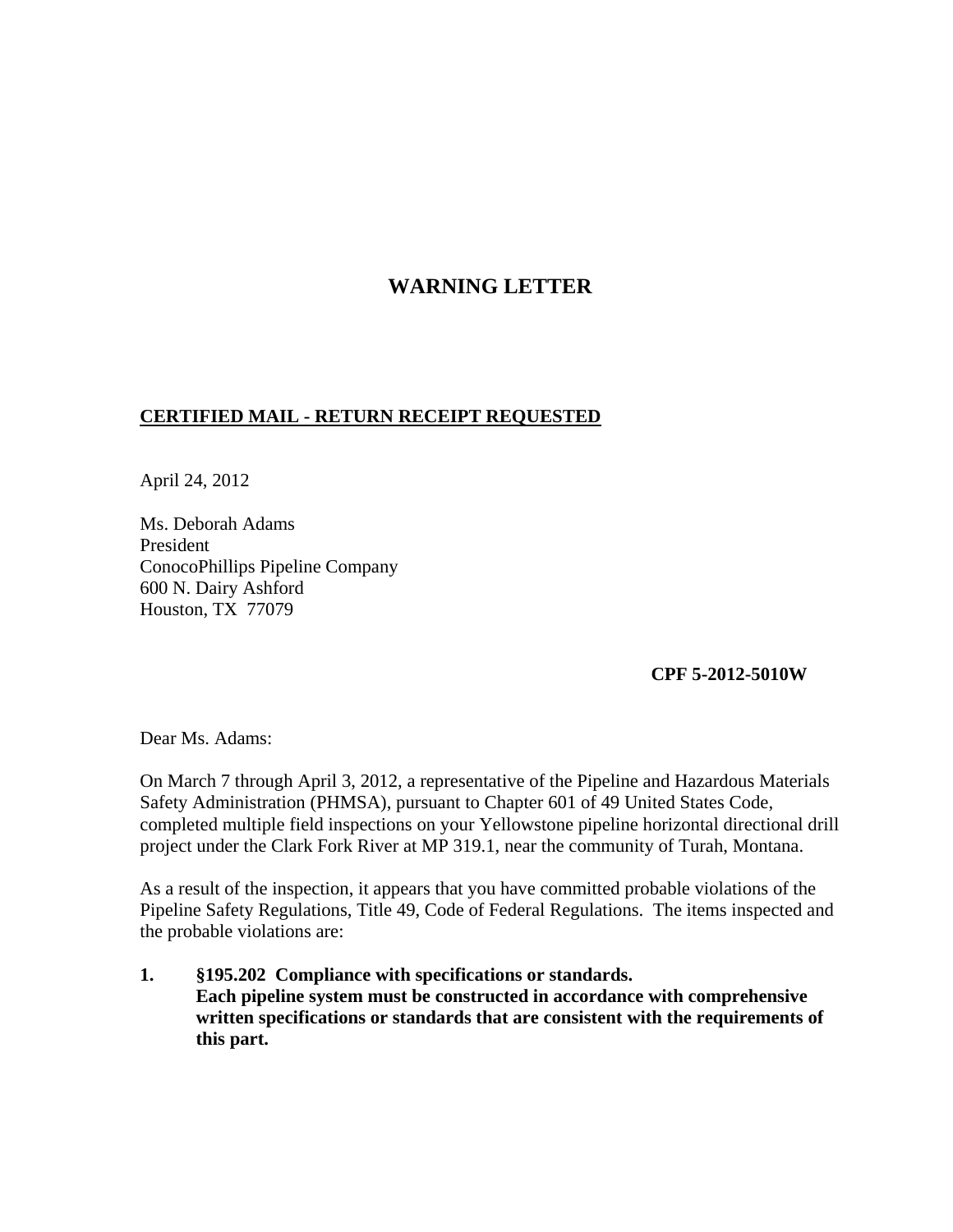# WARNING LETTER

**CERTIFIED MAIL - RETURN RECEIPT REQUESTED**

April 24, 2012

Ms. Deborah Adams
President
ConocoPhillips Pipeline Company
600 N. Dairy Ashford
Houston, TX 77079

**CPF 5-2012-5010W**

Dear Ms. Adams:

On March 7 through April 3, 2012, a representative of the Pipeline and Hazardous Materials Safety Administration (PHMSA), pursuant to Chapter 601 of 49 United States Code, completed multiple field inspections on your Yellowstone pipeline horizontal directional drill project under the Clark Fork River at MP 319.1, near the community of Turah, Montana.

As a result of the inspection, it appears that you have committed probable violations of the Pipeline Safety Regulations, Title 49, Code of Federal Regulations. The items inspected and the probable violations are:

1. **§195.202 Compliance with specifications or standards.**
   **Each pipeline system must be constructed in accordance with comprehensive written specifications or standards that are consistent with the requirements of this part.**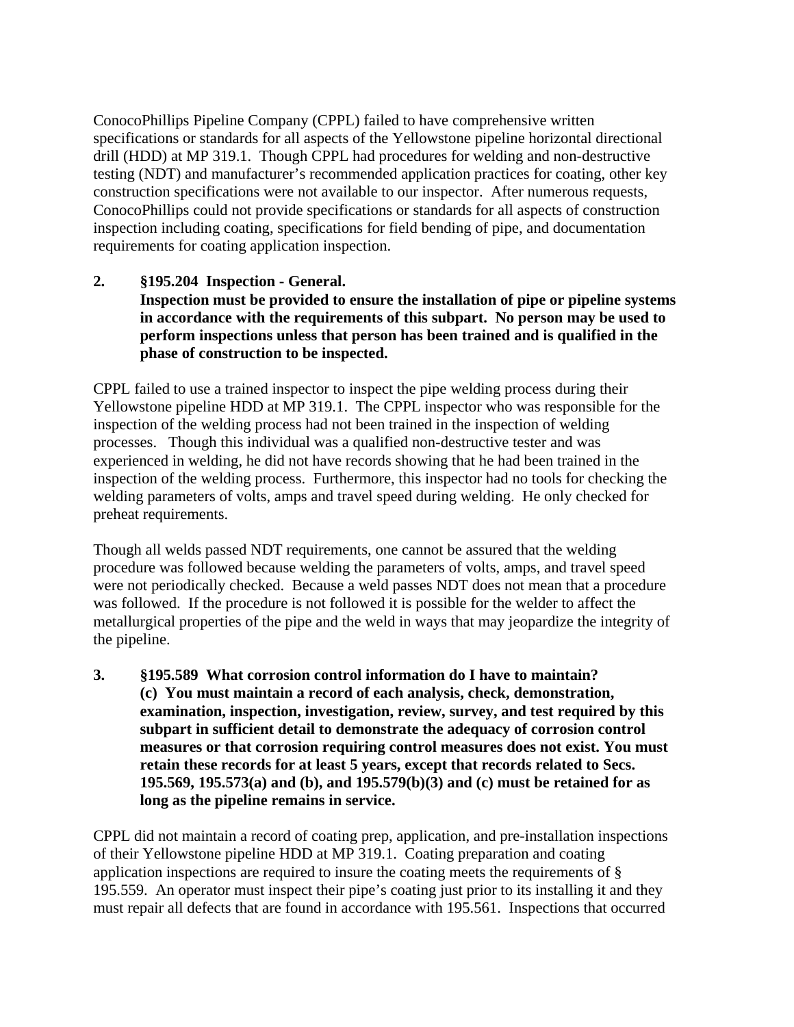ConocoPhillips Pipeline Company (CPPL) failed to have comprehensive written specifications or standards for all aspects of the Yellowstone pipeline horizontal directional drill (HDD) at MP 319.1. Though CPPL had procedures for welding and non-destructive testing (NDT) and manufacturer's recommended application practices for coating, other key construction specifications were not available to our inspector. After numerous requests, ConocoPhillips could not provide specifications or standards for all aspects of construction inspection including coating, specifications for field bending of pipe, and documentation requirements for coating application inspection.

**2. §195.204 Inspection - General.**
**Inspection must be provided to ensure the installation of pipe or pipeline systems in accordance with the requirements of this subpart. No person may be used to perform inspections unless that person has been trained and is qualified in the phase of construction to be inspected.**

CPPL failed to use a trained inspector to inspect the pipe welding process during their Yellowstone pipeline HDD at MP 319.1. The CPPL inspector who was responsible for the inspection of the welding process had not been trained in the inspection of welding processes. Though this individual was a qualified non-destructive tester and was experienced in welding, he did not have records showing that he had been trained in the inspection of the welding process. Furthermore, this inspector had no tools for checking the welding parameters of volts, amps and travel speed during welding. He only checked for preheat requirements.

Though all welds passed NDT requirements, one cannot be assured that the welding procedure was followed because welding the parameters of volts, amps, and travel speed were not periodically checked. Because a weld passes NDT does not mean that a procedure was followed. If the procedure is not followed it is possible for the welder to affect the metallurgical properties of the pipe and the weld in ways that may jeopardize the integrity of the pipeline.

**3. §195.589 What corrosion control information do I have to maintain?**
**(c) You must maintain a record of each analysis, check, demonstration, examination, inspection, investigation, review, survey, and test required by this subpart in sufficient detail to demonstrate the adequacy of corrosion control measures or that corrosion requiring control measures does not exist. You must retain these records for at least 5 years, except that records related to Secs. 195.569, 195.573(a) and (b), and 195.579(b)(3) and (c) must be retained for as long as the pipeline remains in service.**

CPPL did not maintain a record of coating prep, application, and pre-installation inspections of their Yellowstone pipeline HDD at MP 319.1. Coating preparation and coating application inspections are required to insure the coating meets the requirements of § 195.559. An operator must inspect their pipe's coating just prior to its installing it and they must repair all defects that are found in accordance with 195.561. Inspections that occurred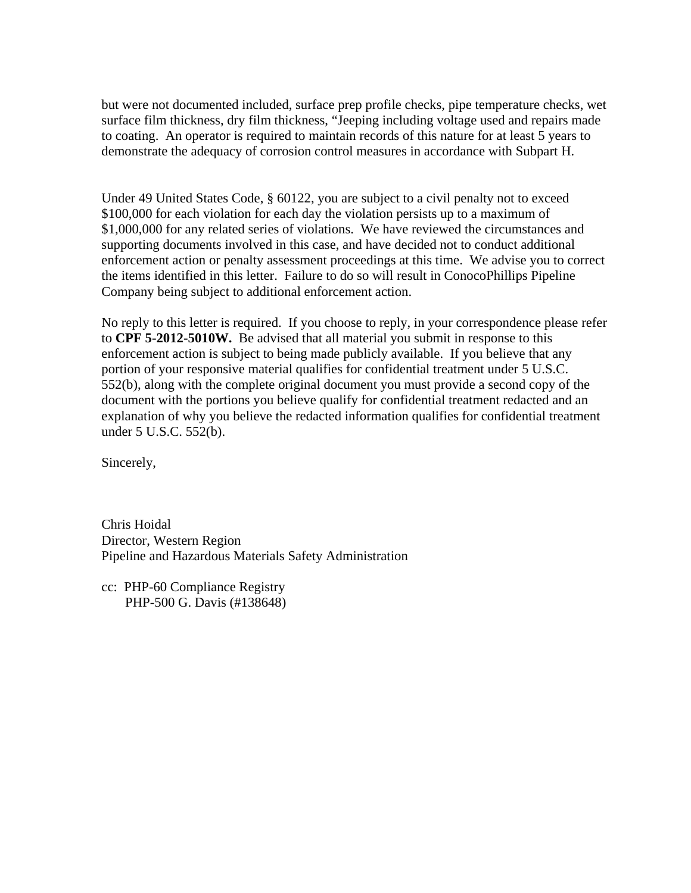but were not documented included, surface prep profile checks, pipe temperature checks, wet surface film thickness, dry film thickness, "Jeeping including voltage used and repairs made to coating. An operator is required to maintain records of this nature for at least 5 years to demonstrate the adequacy of corrosion control measures in accordance with Subpart H.

Under 49 United States Code, § 60122, you are subject to a civil penalty not to exceed $100,000 for each violation for each day the violation persists up to a maximum of $1,000,000 for any related series of violations. We have reviewed the circumstances and supporting documents involved in this case, and have decided not to conduct additional enforcement action or penalty assessment proceedings at this time. We advise you to correct the items identified in this letter. Failure to do so will result in ConocoPhillips Pipeline Company being subject to additional enforcement action.

No reply to this letter is required. If you choose to reply, in your correspondence please refer to **CPF 5-2012-5010W.** Be advised that all material you submit in response to this enforcement action is subject to being made publicly available. If you believe that any portion of your responsive material qualifies for confidential treatment under 5 U.S.C. 552(b), along with the complete original document you must provide a second copy of the document with the portions you believe qualify for confidential treatment redacted and an explanation of why you believe the redacted information qualifies for confidential treatment under 5 U.S.C. 552(b).

Sincerely,

Chris Hoidal
Director, Western Region
Pipeline and Hazardous Materials Safety Administration

cc: PHP-60 Compliance Registry
PHP-500 G. Davis (#138648)